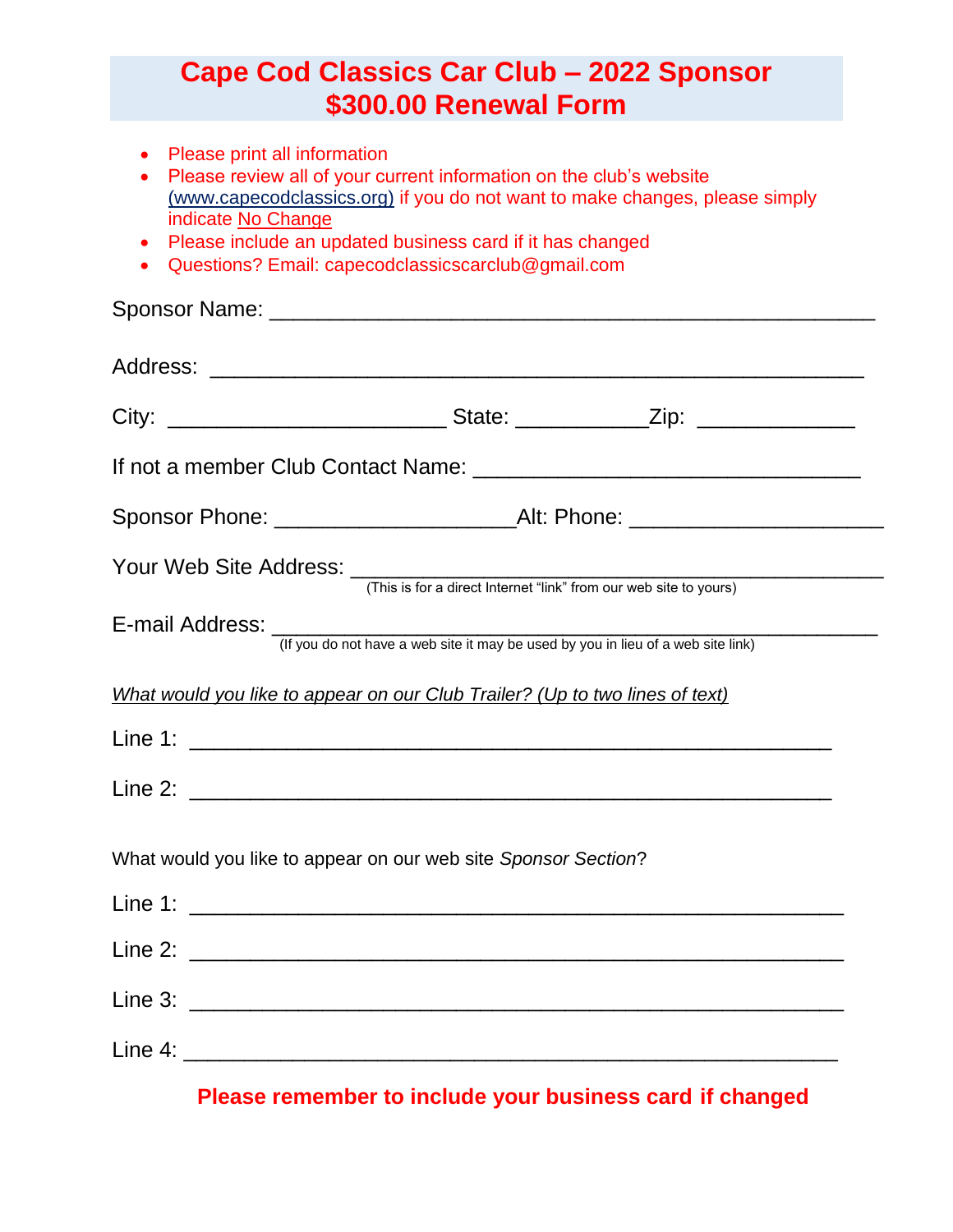# Cape Cod Classics Car Club – 2022 Sponsor $300.00 Renewal Form

- Please print all information
- Please review all of your current information on the club's website (www.capecodclassics.org) if you do not want to make changes, please simply indicate No Change
- Please include an updated business card if it has changed
- Questions? Email: capecodclassicscarclub@gmail.com

Sponsor Name: _______________________________________________

Address: _______________________________________________

City: ______________________ State: ___________Zip: _____________

If not a member Club Contact Name: ________________________________

Sponsor Phone: ___________________Alt: Phone: ____________________

Your Web Site Address: ___________________________________________
(This is for a direct Internet "link" from our web site to yours)

E-mail Address: _________________________________________________
(If you do not have a web site it may be used by you in lieu of a web site link)

*What would you like to appear on our Club Trailer? (Up to two lines of text)*

Line 1: ___________________________________________________

Line 2: ___________________________________________________

What would you like to appear on our web site *Sponsor Section*?

Line 1: ___________________________________________________

Line 2: ___________________________________________________

Line 3: ___________________________________________________

Line 4: ___________________________________________________

**Please remember to include your business card if changed**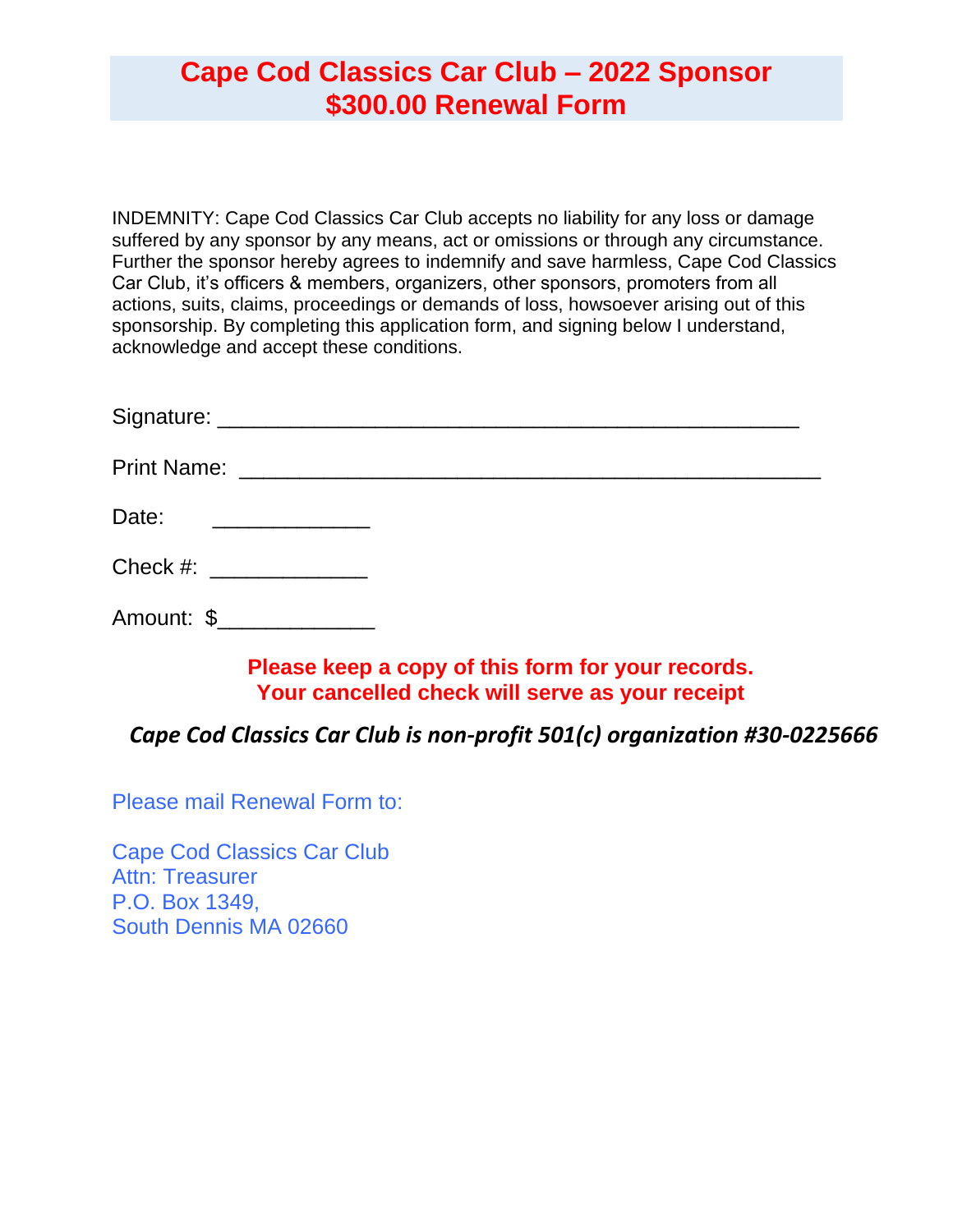# Cape Cod Classics Car Club – 2022 Sponsor $300.00 Renewal Form

INDEMNITY: Cape Cod Classics Car Club accepts no liability for any loss or damage suffered by any sponsor by any means, act or omissions or through any circumstance. Further the sponsor hereby agrees to indemnify and save harmless, Cape Cod Classics Car Club, it's officers & members, organizers, other sponsors, promoters from all actions, suits, claims, proceedings or demands of loss, howsoever arising out of this sponsorship. By completing this application form, and signing below I understand, acknowledge and accept these conditions.

Signature: ________________________________________________

Print Name: ________________________________________________

Date: _____________

Check #: _____________

Amount: $_____________

**Please keep a copy of this form for your records.**
**Your cancelled check will serve as your receipt**

***Cape Cod Classics Car Club is non-profit 501(c) organization #30-0225666***

Please mail Renewal Form to:

Cape Cod Classics Car Club
Attn: Treasurer
P.O. Box 1349,
South Dennis MA 02660